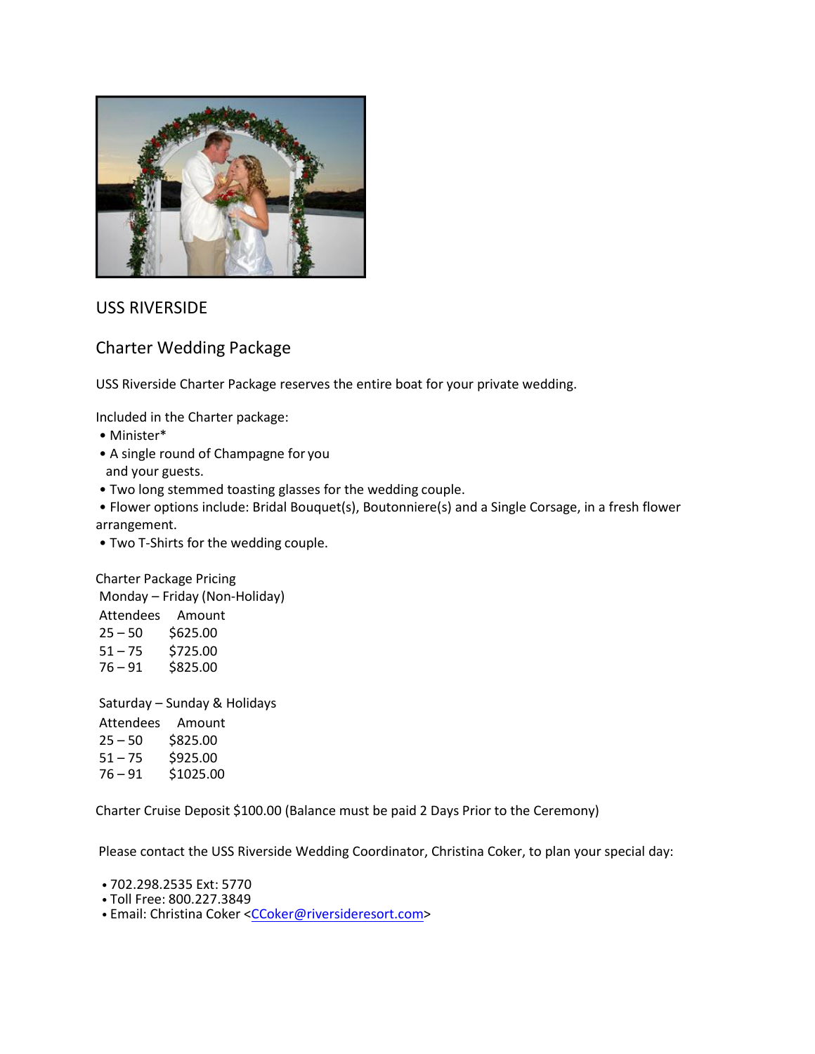# USS RIVERSIDE

## Charter Wedding Package

USS Riverside Charter Package reserves the entire boat for your private wedding.

Included in the Charter package:

- Minister*
- A single round of Champagne for you and your guests.
- Two long stemmed toasting glasses for the wedding couple.
- Flower options include: Bridal Bouquet(s), Boutonniere(s) and a Single Corsage, in a fresh flower arrangement.
- Two T-Shirts for the wedding couple.

Charter Package Pricing

Monday – Friday (Non-Holiday)

| Attendees | Amount |
|---|---|
| 25 – 50 | $625.00 |
| 51 – 75 | $725.00 |
| 76 – 91 | $825.00 |

Saturday – Sunday & Holidays

| Attendees | Amount |
|---|---|
| 25 – 50 | $825.00 |
| 51 – 75 | $925.00 |
| 76 – 91 | $1025.00 |

Charter Cruise Deposit $100.00 (Balance must be paid 2 Days Prior to the Ceremony)

Please contact the USS Riverside Wedding Coordinator, Christina Coker, to plan your special day:

- 702.298.2535 Ext: 5770
- Toll Free: 800.227.3849
- Email: Christina Coker <CCoker@riversideresort.com>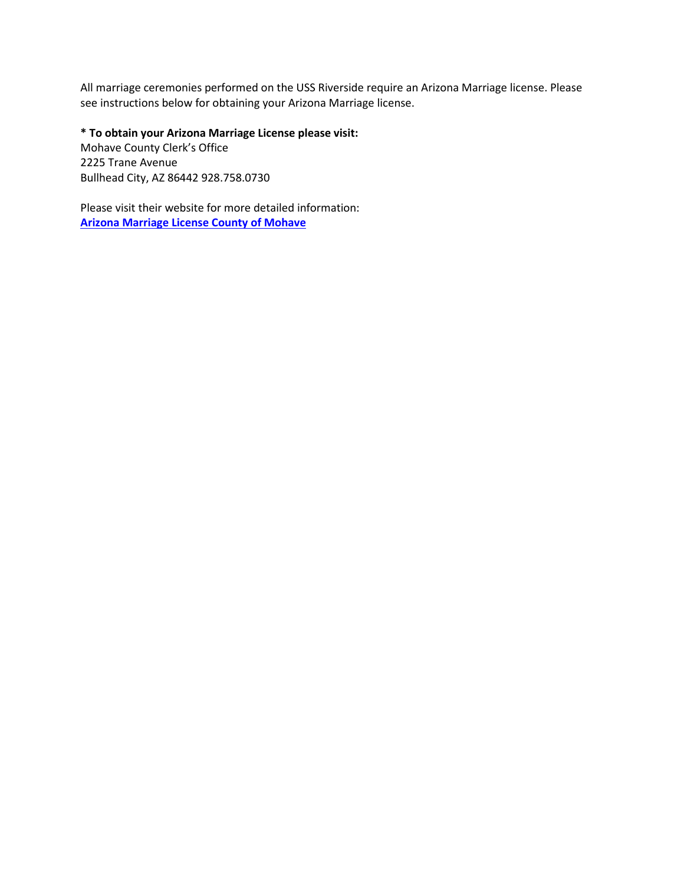All marriage ceremonies performed on the USS Riverside require an Arizona Marriage license. Please see instructions below for obtaining your Arizona Marriage license.

**\* To obtain your Arizona Marriage License please visit:**
Mohave County Clerk's Office
2225 Trane Avenue
Bullhead City, AZ 86442 928.758.0730

Please visit their website for more detailed information:
**Arizona Marriage License County of Mohave**